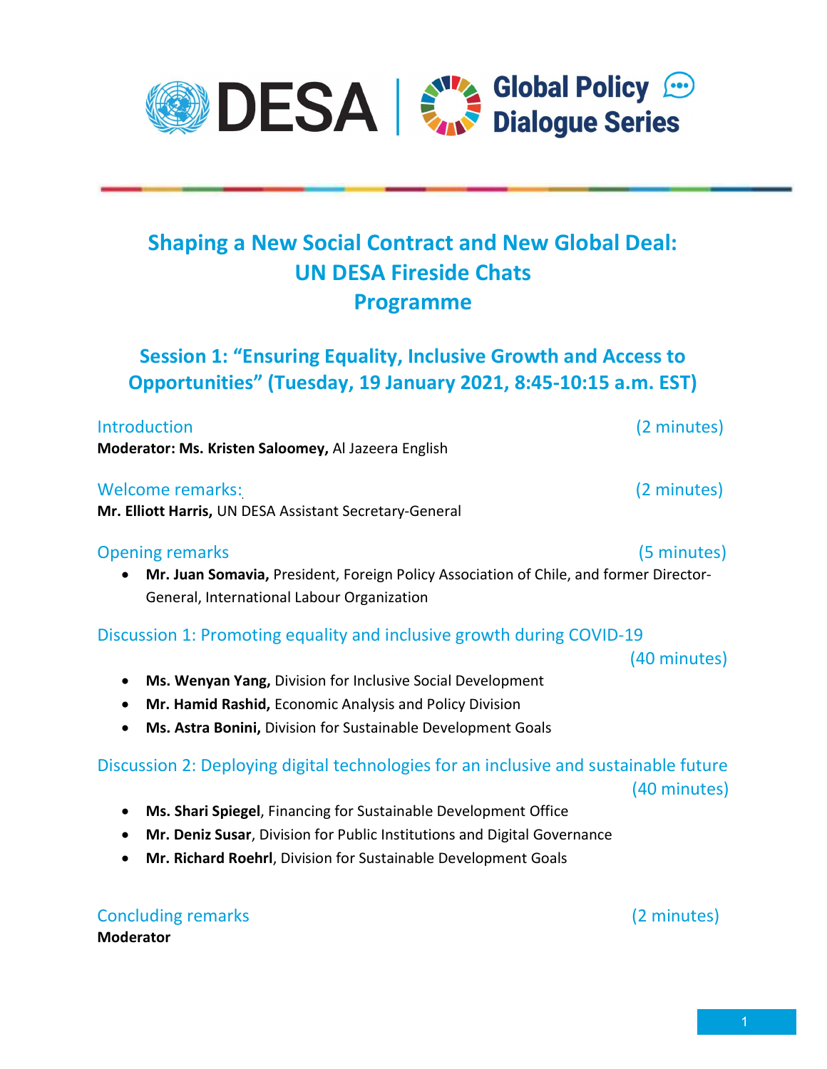DESA | Global Policy Dialogue Series

# Shaping a New Social Contract and New Global Deal: UN DESA Fireside Chats Programme

## Session 1: "Ensuring Equality, Inclusive Growth and Access to Opportunities" (Tuesday, 19 January 2021, 8:45-10:15 a.m. EST)

### Introduction (2 minutes)

**Moderator: Ms. Kristen Saloomey,** Al Jazeera English

### Welcome remarks: (2 minutes)

**Mr. Elliott Harris,** UN DESA Assistant Secretary-General

### Opening remarks (5 minutes)

- **Mr. Juan Somavia,** President, Foreign Policy Association of Chile, and former Director-General, International Labour Organization

### Discussion 1: Promoting equality and inclusive growth during COVID-19 (40 minutes)

- **Ms. Wenyan Yang,** Division for Inclusive Social Development
- **Mr. Hamid Rashid,** Economic Analysis and Policy Division
- **Ms. Astra Bonini,** Division for Sustainable Development Goals

### Discussion 2: Deploying digital technologies for an inclusive and sustainable future (40 minutes)

- **Ms. Shari Spiegel**, Financing for Sustainable Development Office
- **Mr. Deniz Susar**, Division for Public Institutions and Digital Governance
- **Mr. Richard Roehrl**, Division for Sustainable Development Goals

### Concluding remarks (2 minutes)

**Moderator**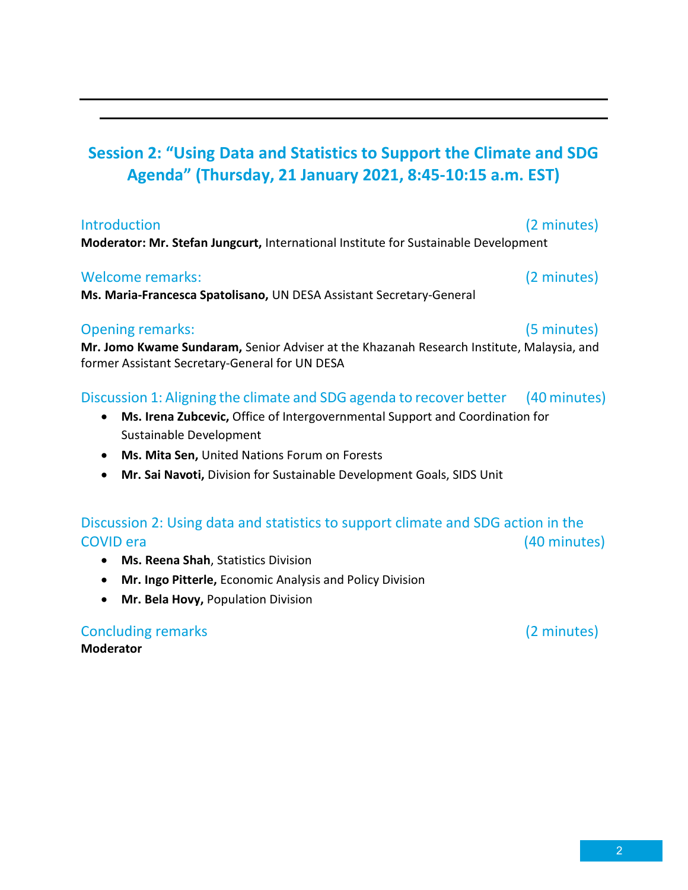## Session 2: "Using Data and Statistics to Support the Climate and SDG Agenda" (Thursday, 21 January 2021, 8:45-10:15 a.m. EST)

### Introduction (2 minutes)

**Moderator: Mr. Stefan Jungcurt,** International Institute for Sustainable Development

### Welcome remarks: (2 minutes)

**Ms. Maria-Francesca Spatolisano,** UN DESA Assistant Secretary-General

### Opening remarks: (5 minutes)

**Mr. Jomo Kwame Sundaram,** Senior Adviser at the Khazanah Research Institute, Malaysia, and former Assistant Secretary-General for UN DESA

### Discussion 1: Aligning the climate and SDG agenda to recover better (40 minutes)

- **Ms. Irena Zubcevic,** Office of Intergovernmental Support and Coordination for Sustainable Development
- **Ms. Mita Sen,** United Nations Forum on Forests
- **Mr. Sai Navoti,** Division for Sustainable Development Goals, SIDS Unit

### Discussion 2: Using data and statistics to support climate and SDG action in the COVID era (40 minutes)

- **Ms. Reena Shah**, Statistics Division
- **Mr. Ingo Pitterle,** Economic Analysis and Policy Division
- **Mr. Bela Hovy,** Population Division

### Concluding remarks (2 minutes)

**Moderator**